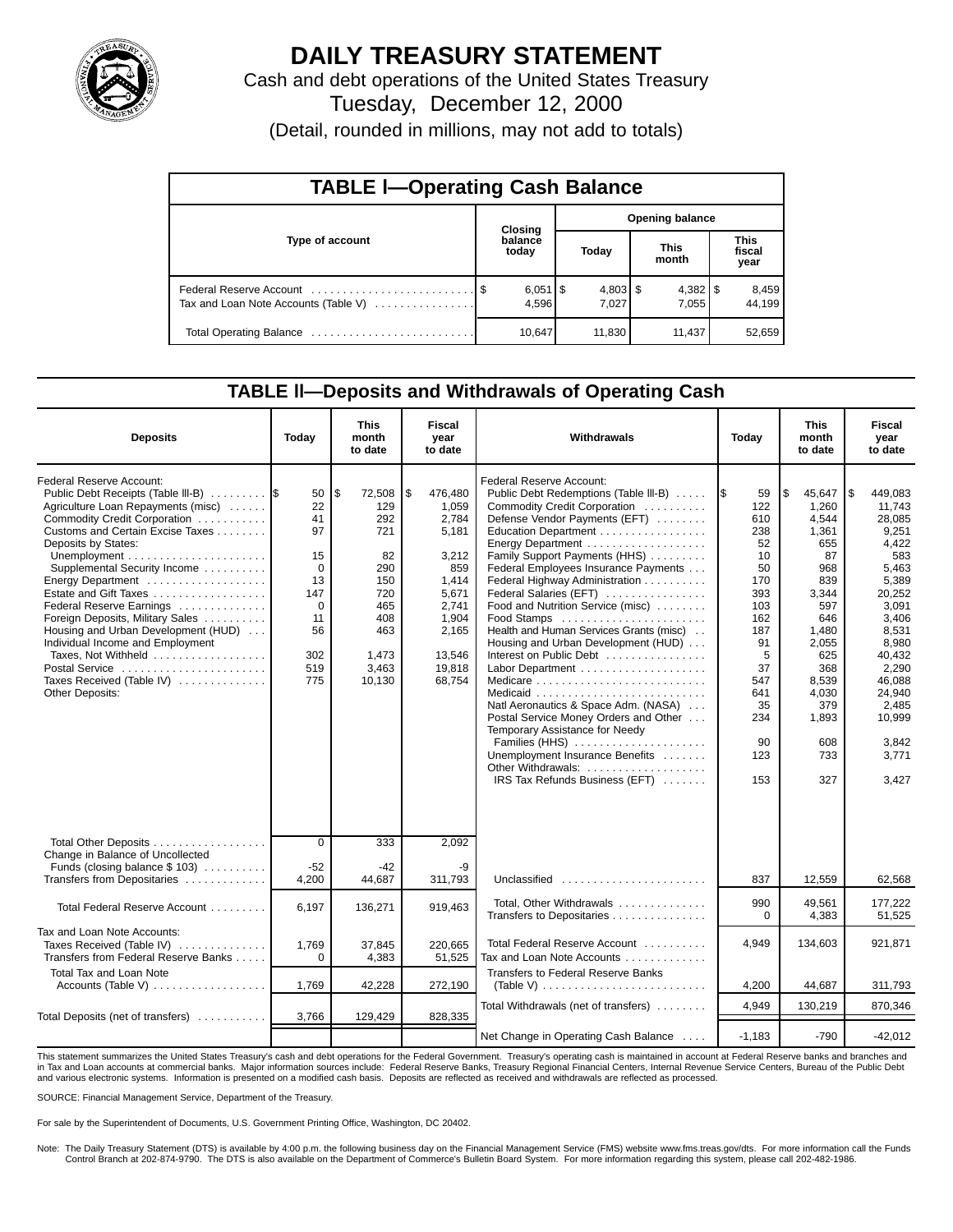# DAILY TREASURY STATEMENT

Cash and debt operations of the United States Treasury

Tuesday, December 12, 2000

(Detail, rounded in millions, may not add to totals)

## TABLE I—Operating Cash Balance

| Type of account | Closing balance today | Opening balance Today | Opening balance This month | Opening balance This fiscal year |
|---|---|---|---|---|
| Federal Reserve Account | $ 6,051 | $ 4,803 | $ 4,382 | $ 8,459 |
| Tax and Loan Note Accounts (Table V) | 4,596 | 7,027 | 7,055 | 44,199 |
| Total Operating Balance | 10,647 | 11,830 | 11,437 | 52,659 |

## TABLE II—Deposits and Withdrawals of Operating Cash

| Deposits | Today | This month to date | Fiscal year to date |
|---|---|---|---|
| Federal Reserve Account: | | | |
| Public Debt Receipts (Table III-B) | $ 50 | $ 72,508 | $ 476,480 |
| Agriculture Loan Repayments (misc) | 22 | 129 | 1,059 |
| Commodity Credit Corporation | 41 | 292 | 2,784 |
| Customs and Certain Excise Taxes | 97 | 721 | 5,181 |
| Deposits by States: | | | |
| Unemployment | 15 | 82 | 3,212 |
| Supplemental Security Income | 0 | 290 | 859 |
| Energy Department | 13 | 150 | 1,414 |
| Estate and Gift Taxes | 147 | 720 | 5,671 |
| Federal Reserve Earnings | 0 | 465 | 2,741 |
| Foreign Deposits, Military Sales | 11 | 408 | 1,904 |
| Housing and Urban Development (HUD) | 56 | 463 | 2,165 |
| Individual Income and Employment Taxes, Not Withheld | 302 | 1,473 | 13,546 |
| Postal Service | 519 | 3,463 | 19,818 |
| Taxes Received (Table IV) | 775 | 10,130 | 68,754 |
| Other Deposits: | | | |
| Total Other Deposits | 0 | 333 | 2,092 |
| Change in Balance of Uncollected Funds (closing balance $ 103) | -52 | -42 | -9 |
| Transfers from Depositaries | 4,200 | 44,687 | 311,793 |
| Total Federal Reserve Account | 6,197 | 136,271 | 919,463 |
| Tax and Loan Note Accounts: | | | |
| Taxes Received (Table IV) | 1,769 | 37,845 | 220,665 |
| Transfers from Federal Reserve Banks | 0 | 4,383 | 51,525 |
| Total Tax and Loan Note Accounts (Table V) | 1,769 | 42,228 | 272,190 |
| Total Deposits (net of transfers) | 3,766 | 129,429 | 828,335 |

| Withdrawals | Today | This month to date | Fiscal year to date |
|---|---|---|---|
| Federal Reserve Account: | | | |
| Public Debt Redemptions (Table III-B) | $ 59 | $ 45,647 | $ 449,083 |
| Commodity Credit Corporation | 122 | 1,260 | 11,743 |
| Defense Vendor Payments (EFT) | 610 | 4,544 | 28,085 |
| Education Department | 238 | 1,361 | 9,251 |
| Energy Department | 52 | 655 | 4,422 |
| Family Support Payments (HHS) | 10 | 87 | 583 |
| Federal Employees Insurance Payments | 50 | 968 | 5,463 |
| Federal Highway Administration | 170 | 839 | 5,389 |
| Federal Salaries (EFT) | 393 | 3,344 | 20,252 |
| Food and Nutrition Service (misc) | 103 | 597 | 3,091 |
| Food Stamps | 162 | 646 | 3,406 |
| Health and Human Services Grants (misc) | 187 | 1,480 | 8,531 |
| Housing and Urban Development (HUD) | 91 | 2,055 | 8,980 |
| Interest on Public Debt | 5 | 625 | 40,432 |
| Labor Department | 37 | 368 | 2,290 |
| Medicare | 547 | 8,539 | 46,088 |
| Medicaid | 641 | 4,030 | 24,940 |
| Natl Aeronautics & Space Adm. (NASA) | 35 | 379 | 2,485 |
| Postal Service Money Orders and Other | 234 | 1,893 | 10,999 |
| Temporary Assistance for Needy Families (HHS) | 90 | 608 | 3,842 |
| Unemployment Insurance Benefits | 123 | 733 | 3,771 |
| Other Withdrawals: | | | |
| IRS Tax Refunds Business (EFT) | 153 | 327 | 3,427 |
| Unclassified | 837 | 12,559 | 62,568 |
| Total, Other Withdrawals | 990 | 49,561 | 177,222 |
| Transfers to Depositaries | 0 | 4,383 | 51,525 |
| Total Federal Reserve Account | 4,949 | 134,603 | 921,871 |
| Tax and Loan Note Accounts | | | |
| Transfers to Federal Reserve Banks (Table V) | 4,200 | 44,687 | 311,793 |
| Total Withdrawals (net of transfers) | 4,949 | 130,219 | 870,346 |
| Net Change in Operating Cash Balance | -1,183 | -790 | -42,012 |

This statement summarizes the United States Treasury's cash and debt operations for the Federal Government. Treasury's operating cash is maintained in account at Federal Reserve banks and branches and in Tax and Loan accounts at commercial banks. Major information sources include: Federal Reserve Banks, Treasury Regional Financial Centers, Internal Revenue Service Centers, Bureau of the Public Debt and various electronic systems. Information is presented on a modified cash basis. Deposits are reflected as received and withdrawals are reflected as processed.

SOURCE: Financial Management Service, Department of the Treasury.

For sale by the Superintendent of Documents, U.S. Government Printing Office, Washington, DC 20402.

Note: The Daily Treasury Statement (DTS) is available by 4:00 p.m. the following business day on the Financial Management Service (FMS) website www.fms.treas.gov/dts. For more information call the Funds Control Branch at 202-874-9790. The DTS is also available on the Department of Commerce's Bulletin Board System. For more information regarding this system, please call 202-482-1986.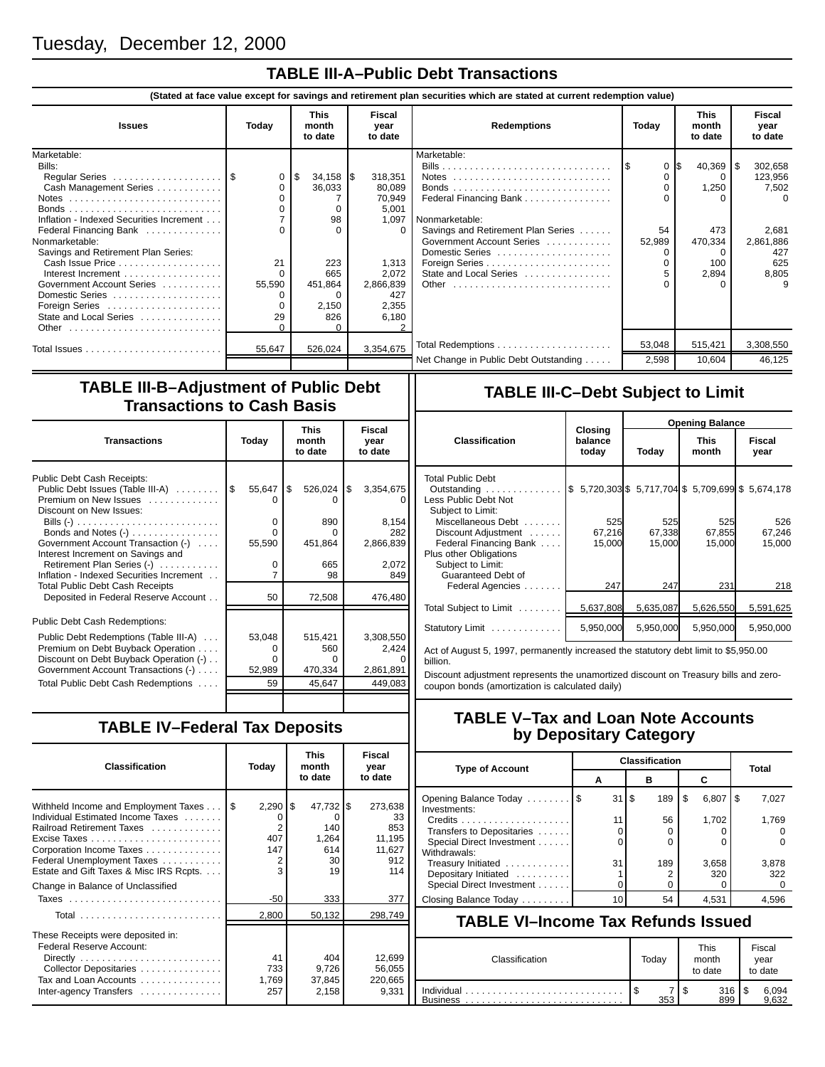Tuesday, December 12, 2000

## TABLE III-A–Public Debt Transactions

(Stated at face value except for savings and retirement plan securities which are stated at current redemption value)

| Issues | Today | This month to date | Fiscal year to date |
|---|---|---|---|
| Marketable: | | | |
| Bills: | | | |
| Regular Series | $ 0 | $ 34,158 | $ 318,351 |
| Cash Management Series | 0 | 36,033 | 80,089 |
| Notes | 0 | 7 | 70,949 |
| Bonds | 0 | 0 | 5,001 |
| Inflation - Indexed Securities Increment | 7 | 98 | 1,097 |
| Federal Financing Bank | 0 | 0 | 0 |
| Nonmarketable: | | | |
| Savings and Retirement Plan Series: | | | |
| Cash Issue Price | 21 | 223 | 1,313 |
| Interest Increment | 0 | 665 | 2,072 |
| Government Account Series | 55,590 | 451,864 | 2,866,839 |
| Domestic Series | 0 | 0 | 427 |
| Foreign Series | 0 | 2,150 | 2,355 |
| State and Local Series | 29 | 826 | 6,180 |
| Other | 0 | 0 | 2 |
| Total Issues | 55,647 | 526,024 | 3,354,675 |

| Redemptions | Today | This month to date | Fiscal year to date |
|---|---|---|---|
| Marketable: | | | |
| Bills | $ 0 | $ 40,369 | $ 302,658 |
| Notes | 0 | 0 | 123,956 |
| Bonds | 0 | 1,250 | 7,502 |
| Federal Financing Bank | 0 | 0 | 0 |
| Nonmarketable: | | | |
| Savings and Retirement Plan Series | 54 | 473 | 2,681 |
| Government Account Series | 52,989 | 470,334 | 2,861,886 |
| Domestic Series | 0 | 0 | 427 |
| Foreign Series | 0 | 100 | 625 |
| State and Local Series | 5 | 2,894 | 8,805 |
| Other | 0 | 0 | 9 |
| Total Redemptions | 53,048 | 515,421 | 3,308,550 |
| Net Change in Public Debt Outstanding | 2,598 | 10,604 | 46,125 |

## TABLE III-B–Adjustment of Public Debt Transactions to Cash Basis

| Transactions | Today | This month to date | Fiscal year to date |
|---|---|---|---|
| Public Debt Cash Receipts: | | | |
| Public Debt Issues (Table III-A) | $ 55,647 | $ 526,024 | $ 3,354,675 |
| Premium on New Issues | 0 | 0 | 0 |
| Discount on New Issues: | | | |
| Bills (-) | 0 | 890 | 8,154 |
| Bonds and Notes (-) | 0 | 0 | 282 |
| Government Account Transaction (-) | 55,590 | 451,864 | 2,866,839 |
| Interest Increment on Savings and Retirement Plan Series (-) | 0 | 665 | 2,072 |
| Inflation - Indexed Securities Increment | 7 | 98 | 849 |
| Total Public Debt Cash Receipts Deposited in Federal Reserve Account | 50 | 72,508 | 476,480 |
| Public Debt Cash Redemptions: | | | |
| Public Debt Redemptions (Table III-A) | 53,048 | 515,421 | 3,308,550 |
| Premium on Debt Buyback Operation | 0 | 560 | 2,424 |
| Discount on Debt Buyback Operation (-) | 0 | 0 | 0 |
| Government Account Transactions (-) | 52,989 | 470,334 | 2,861,891 |
| Total Public Debt Cash Redemptions | 59 | 45,647 | 449,083 |

## TABLE III-C–Debt Subject to Limit

| Classification | Closing balance today | Opening Balance | | |
|---|---|---|---|---|
| | | Today | This month | Fiscal year |
| Total Public Debt Outstanding | $ 5,720,303 | $ 5,717,704 | $ 5,709,699 | $ 5,674,178 |
| Less Public Debt Not Subject to Limit: | | | | |
| Miscellaneous Debt | 525 | 525 | 525 | 526 |
| Discount Adjustment | 67,216 | 67,338 | 67,855 | 67,246 |
| Federal Financing Bank | 15,000 | 15,000 | 15,000 | 15,000 |
| Plus other Obligations Subject to Limit: | | | | |
| Guaranteed Debt of Federal Agencies | 247 | 247 | 231 | 218 |
| Total Subject to Limit | 5,637,808 | 5,635,087 | 5,626,550 | 5,591,625 |
| Statutory Limit | 5,950,000 | 5,950,000 | 5,950,000 | 5,950,000 |

Act of August 5, 1997, permanently increased the statutory debt limit to $5,950.00 billion.

Discount adjustment represents the unamortized discount on Treasury bills and zero-coupon bonds (amortization is calculated daily)

## TABLE IV–Federal Tax Deposits

| Classification | Today | This month to date | Fiscal year to date |
|---|---|---|---|
| Withheld Income and Employment Taxes | $ 2,290 | $ 47,732 | $ 273,638 |
| Individual Estimated Income Taxes | 0 | 0 | 33 |
| Railroad Retirement Taxes | 2 | 140 | 853 |
| Excise Taxes | 407 | 1,264 | 11,195 |
| Corporation Income Taxes | 147 | 614 | 11,627 |
| Federal Unemployment Taxes | 2 | 30 | 912 |
| Estate and Gift Taxes & Misc IRS Rcpts. | 3 | 19 | 114 |
| Change in Balance of Unclassified Taxes | -50 | 333 | 377 |
| Total | 2,800 | 50,132 | 298,749 |
| These Receipts were deposited in: | | | |
| Federal Reserve Account: | | | |
| Directly | 41 | 404 | 12,699 |
| Collector Depositaries | 733 | 9,726 | 56,055 |
| Tax and Loan Accounts | 1,769 | 37,845 | 220,665 |
| Inter-agency Transfers | 257 | 2,158 | 9,331 |

## TABLE V–Tax and Loan Note Accounts by Depositary Category

| Type of Account | Classification | | | Total |
|---|---|---|---|---|
| | A | B | C | |
| Opening Balance Today | $ 31 | $ 189 | $ 6,807 | $ 7,027 |
| Investments: | | | | |
| Credits | 11 | 56 | 1,702 | 1,769 |
| Transfers to Depositaries | 0 | 0 | 0 | 0 |
| Special Direct Investment | 0 | 0 | 0 | 0 |
| Withdrawals: | | | | |
| Treasury Initiated | 31 | 189 | 3,658 | 3,878 |
| Depositary Initiated | 1 | 2 | 320 | 322 |
| Special Direct Investment | 0 | 0 | 0 | 0 |
| Closing Balance Today | 10 | 54 | 4,531 | 4,596 |

## TABLE VI–Income Tax Refunds Issued

| Classification | Today | This month to date | Fiscal year to date |
|---|---|---|---|
| Individual | $ 7 | $ 316 | $ 6,094 |
| Business | 353 | 899 | 9,632 |